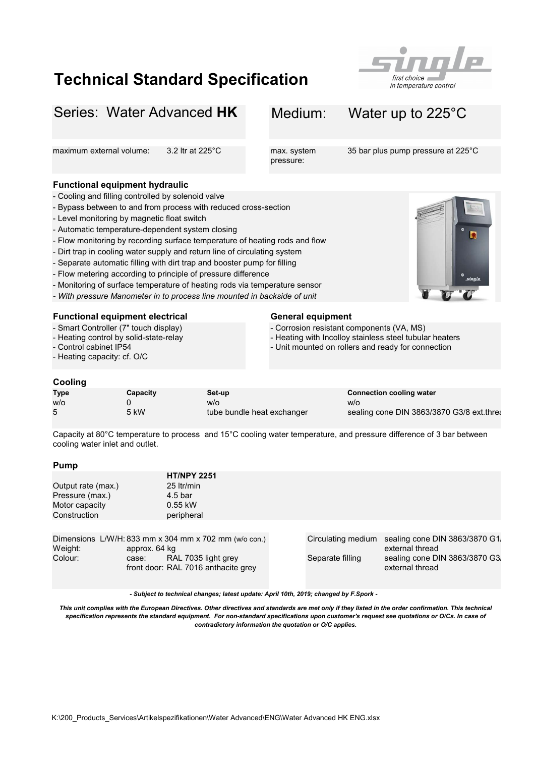# Technical Standard Specification

| Series: Water Advanced **HK** | | Medium: | Water up to 225°C |
|---|---|---|---|
| maximum external volume: | 3.2 ltr at 225°C | max. system pressure: | 35 bar plus pump pressure at 225°C |

### Functional equipment hydraulic

- Cooling and filling controlled by solenoid valve
- Bypass between to and from process with reduced cross-section
- Level monitoring by magnetic float switch
- Automatic temperature-dependent system closing
- Flow monitoring by recording surface temperature of heating rods and flow
- Dirt trap in cooling water supply and return line of circulating system
- Separate automatic filling with dirt trap and booster pump for filling
- Flow metering according to principle of pressure difference
- Monitoring of surface temperature of heating rods via temperature sensor
- *With pressure Manometer in to process line mounted in backside of unit*

### Functional equipment electrical

- Smart Controller (7" touch display)
- Heating control by solid-state-relay
- Control cabinet IP54
- Heating capacity: cf. O/C

### General equipment

- Corrosion resistant components (VA, MS)
- Heating with Incolloy stainless steel tubular heaters
- Unit mounted on rollers and ready for connection

### Cooling

| Type | Capacity | Set-up | Connection cooling water |
|---|---|---|---|
| w/o | 0 | w/o | w/o |
| 5 | 5 kW | tube bundle heat exchanger | sealing cone DIN 3863/3870 G3/8 ext.threa |

Capacity at 80°C temperature to process and 15°C cooling water temperature, and pressure difference of 3 bar between cooling water inlet and outlet.

### Pump

| | HT/NPY 2251 |
|---|---|
| Output rate (max.) | 25 ltr/min |
| Pressure (max.) | 4.5 bar |
| Motor capacity | 0.55 kW |
| Construction | peripheral |

| | | | |
|---|---|---|---|
| Dimensions L/W/H: | 833 mm x 304 mm x 702 mm (w/o con.) | Circulating medium | sealing cone DIN 3863/3870 G1/ external thread |
| Weight: | approx. 64 kg | | |
| Colour: | case: RAL 7035 light grey<br>front door: RAL 7016 anthacite grey | Separate filling | sealing cone DIN 3863/3870 G3/ external thread |

*- Subject to technical changes; latest update: April 10th, 2019; changed by F.Spork -*

***This unit complies with the European Directives. Other directives and standards are met only if they listed in the order confirmation. This technical specification represents the standard equipment. For non-standard specifications upon customer's request see quotations or O/Cs. In case of contradictory information the quotation or O/C applies.***

K:\200_Products_Services\Artikelspezifikationen\Water Advanced\ENG\Water Advanced HK ENG.xlsx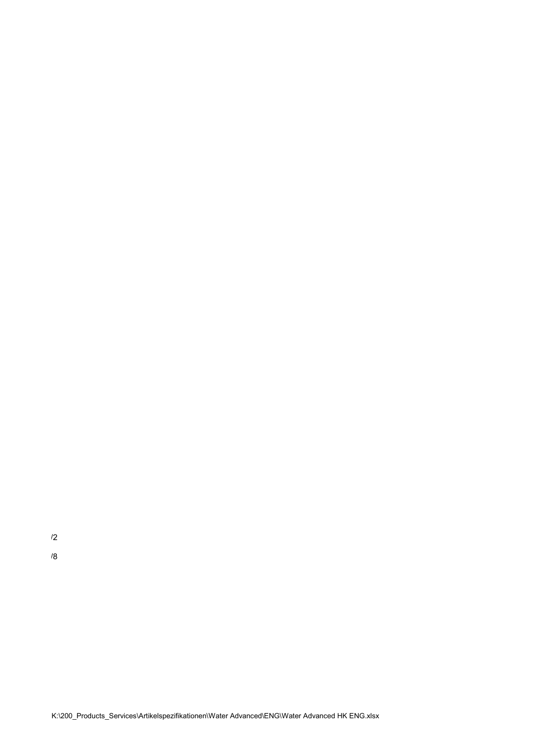/2

/8

K:\200_Products_Services\Artikelspezifikationen\Water Advanced\ENG\Water Advanced HK ENG.xlsx